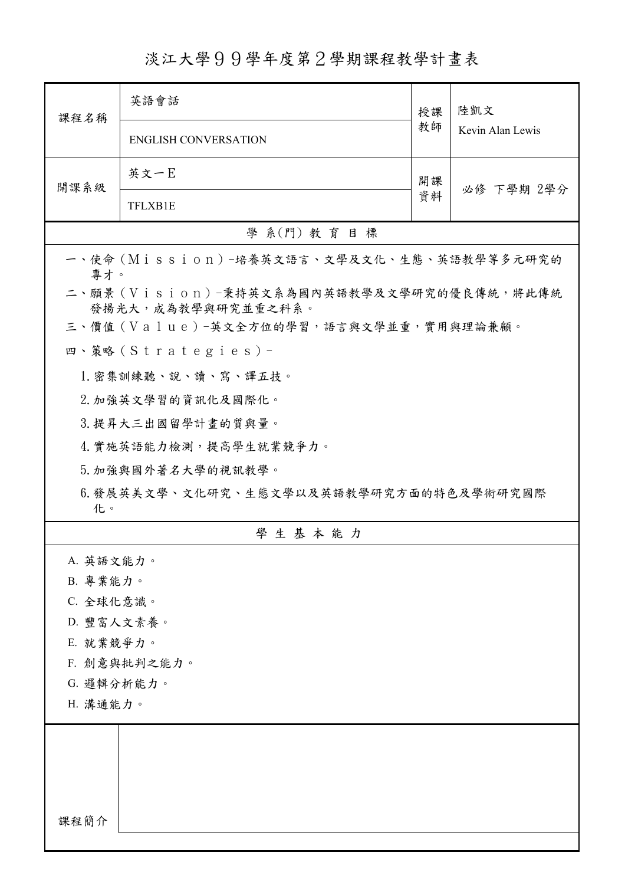# 淡江大學９９學年度第２學期課程教學計畫表

| 課程名稱 | 英語會話<br>ENGLISH CONVERSATION | 授課教師 | 陸凱文<br>Kevin Alan Lewis |
|---|---|---|---|
| 開課系級 | 英文一Ｅ<br>TFLXB1E | 開課資料 | 必修 下學期 2學分 |

## 學 系(門) 教 育 目 標

一、使命（Ｍｉｓｓｉｏｎ）-培養英文語言、文學及文化、生態、英語教學等多元研究的專才。

二、願景（Ｖｉｓｉｏｎ）-秉持英文系為國內英語教學及文學研究的優良傳統，將此傳統發揚光大，成為教學與研究並重之科系。

三、價值（Ｖａｌｕｅ）-英文全方位的學習，語言與文學並重，實用與理論兼顧。

四、策略（Ｓｔｒａｔｅｇｉｅｓ）-

1. 密集訓練聽、說、讀、寫、譯五技。
2. 加強英文學習的資訊化及國際化。
3. 提昇大三出國留學計畫的質與量。
4. 實施英語能力檢測，提高學生就業競爭力。
5. 加強與國外著名大學的視訊教學。
6. 發展英美文學、文化研究、生態文學以及英語教學研究方面的特色及學術研究國際化。

## 學 生 基 本 能 力

A. 英語文能力。

B. 專業能力。

C. 全球化意識。

D. 豐富人文素養。

E. 就業競爭力。

F. 創意與批判之能力。

G. 邏輯分析能力。

H. 溝通能力。

| 課程簡介 | |
|---|---|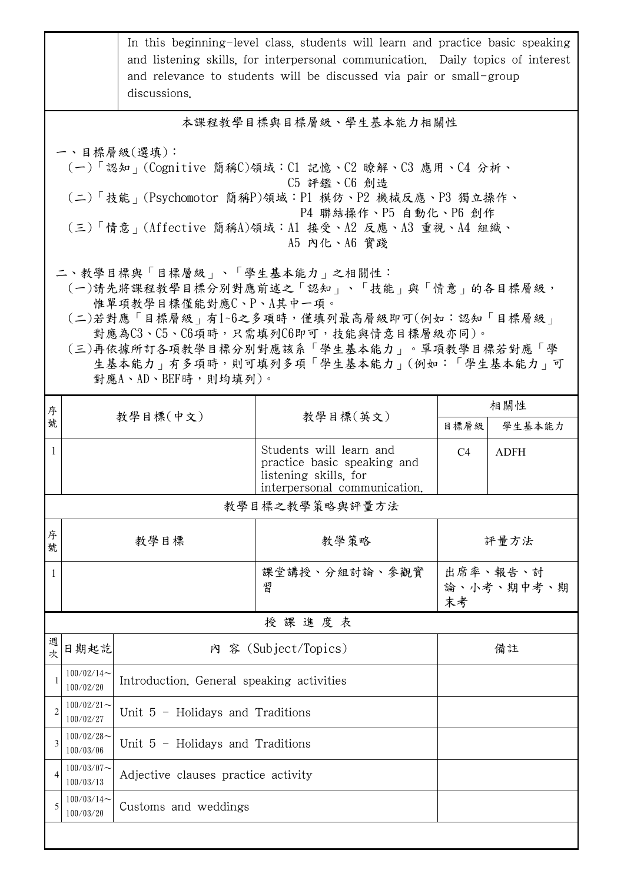| | In this beginning-level class, students will learn and practice basic speaking and listening skills, for interpersonal communication. Daily topics of interest and relevance to students will be discussed via pair or small-group discussions. |
|---|---|

## 本課程教學目標與目標層級、學生基本能力相關性

一、目標層級(選填)：
（一）「認知」(Cognitive 簡稱C)領域：C1 記憶、C2 瞭解、C3 應用、C4 分析、C5 評鑑、C6 創造
（二）「技能」(Psychomotor 簡稱P)領域：P1 模仿、P2 機械反應、P3 獨立操作、P4 聯結操作、P5 自動化、P6 創作
（三）「情意」(Affective 簡稱A)領域：A1 接受、A2 反應、A3 重視、A4 組織、A5 內化、A6 實踐

二、教學目標與「目標層級」、「學生基本能力」之相關性：
（一）請先將課程教學目標分別對應前述之「認知」、「技能」與「情意」的各目標層級，惟單項教學目標僅能對應C、P、A其中一項。
（二)若對應「目標層級」有1~6之多項時，僅填列最高層級即可(例如：認知「目標層級」對應為C3、C5、C6項時，只需填列C6即可，技能與情意目標層級亦同)。
（三)再依據所訂各項教學目標分別對應該系「學生基本能力」。單項教學目標若對應「學生基本能力」有多項時，則可填列多項「學生基本能力」(例如：「學生基本能力」可對應A、AD、BEF時，則均填列)。

| 序號 | 教學目標(中文) | 教學目標(英文) | 相關性 | |
|---|---|---|---|---|
| | | | 目標層級 | 學生基本能力 |
| 1 | | Students will learn and practice basic speaking and listening skills, for interpersonal communication. | C4 | ADFH |

## 教學目標之教學策略與評量方法

| 序號 | 教學目標 | 教學策略 | 評量方法 |
|---|---|---|---|
| 1 | | 課堂講授、分組討論、參觀實習 | 出席率、報告、討論、小考、期中考、期末考 |

## 授 課 進 度 表

| 週次 | 日期起訖 | 內 容 (Subject/Topics) | 備註 |
|---|---|---|---|
| 1 | 100/02/14～100/02/20 | Introduction. General speaking activities | |
| 2 | 100/02/21～100/02/27 | Unit 5 - Holidays and Traditions | |
| 3 | 100/02/28～100/03/06 | Unit 5 - Holidays and Traditions | |
| 4 | 100/03/07～100/03/13 | Adjective clauses practice activity | |
| 5 | 100/03/14～100/03/20 | Customs and weddings | |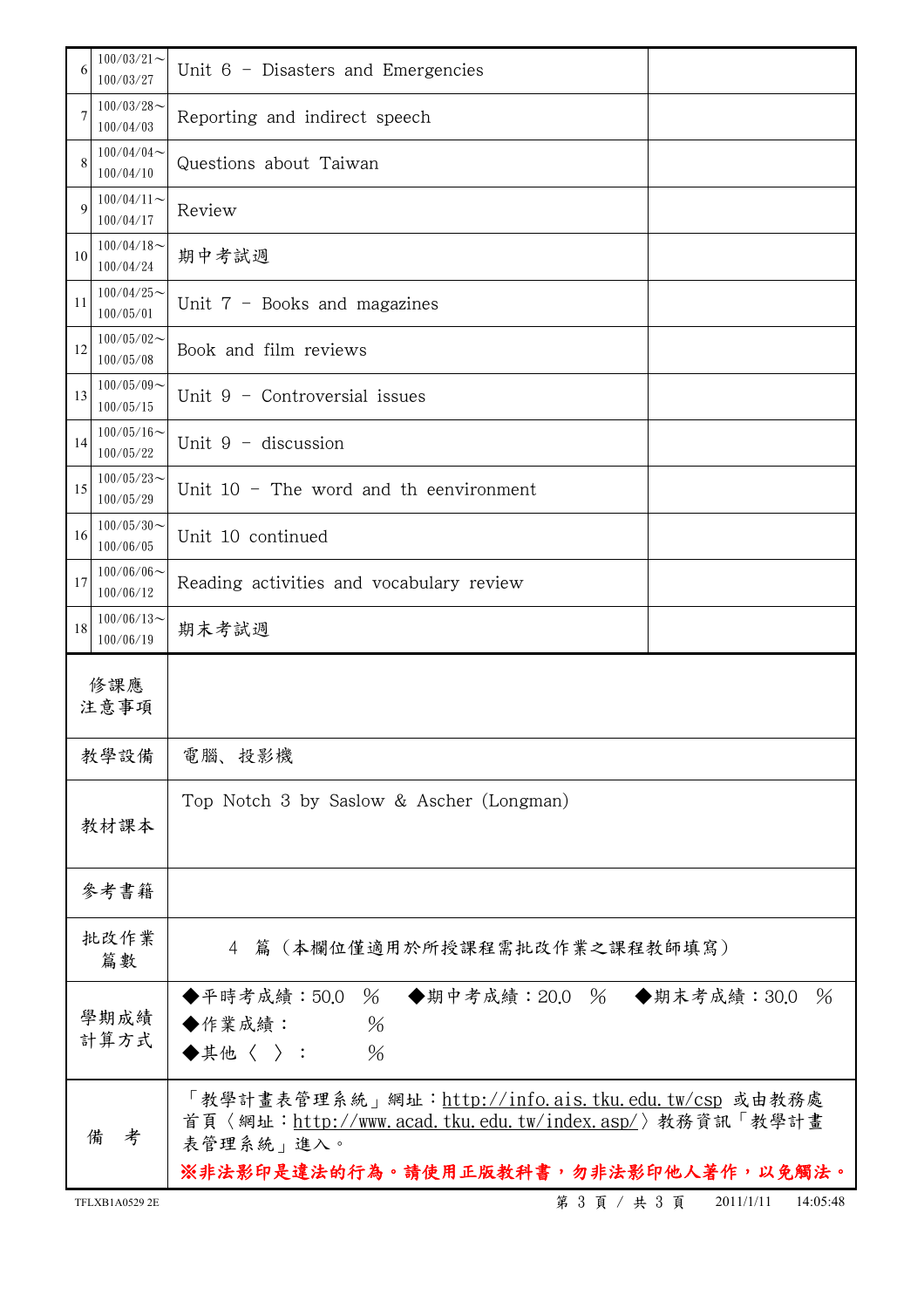| | | | |
|---|---|---|---|
| 6 | 100/03/21～100/03/27 | Unit 6 - Disasters and Emergencies | |
| 7 | 100/03/28～100/04/03 | Reporting and indirect speech | |
| 8 | 100/04/04～100/04/10 | Questions about Taiwan | |
| 9 | 100/04/11～100/04/17 | Review | |
| 10 | 100/04/18～100/04/24 | 期中考試週 | |
| 11 | 100/04/25～100/05/01 | Unit 7 - Books and magazines | |
| 12 | 100/05/02～100/05/08 | Book and film reviews | |
| 13 | 100/05/09～100/05/15 | Unit 9 - Controversial issues | |
| 14 | 100/05/16～100/05/22 | Unit 9 - discussion | |
| 15 | 100/05/23～100/05/29 | Unit 10 - The word and th eenvironment | |
| 16 | 100/05/30～100/06/05 | Unit 10 continued | |
| 17 | 100/06/06～100/06/12 | Reading activities and vocabulary review | |
| 18 | 100/06/13～100/06/19 | 期末考試週 | |

| | |
|---|---|
| 修課應注意事項 | |
| 教學設備 | 電腦、投影機 |
| 教材課本 | Top Notch 3 by Saslow & Ascher (Longman) |
| 參考書籍 | |
| 批改作業篇數 | 4 篇（本欄位僅適用於所授課程需批改作業之課程教師填寫） |
| 學期成績計算方式 | ◆平時考成績：50.0 ％　◆期中考成績：20.0 ％　◆期末考成績：30.0 ％<br>◆作業成績：　　％<br>◆其他〈 〉：　　％ |
| 備　考 | 「教學計畫表管理系統」網址：http://info.ais.tku.edu.tw/csp 或由教務處首頁〈網址：http://www.acad.tku.edu.tw/index.asp/〉教務資訊「教學計畫表管理系統」進入。<br>**※非法影印是違法的行為。請使用正版教科書，勿非法影印他人著作，以免觸法。** |

TFLXB1A0529 2E　　2011/1/11　14:05:48